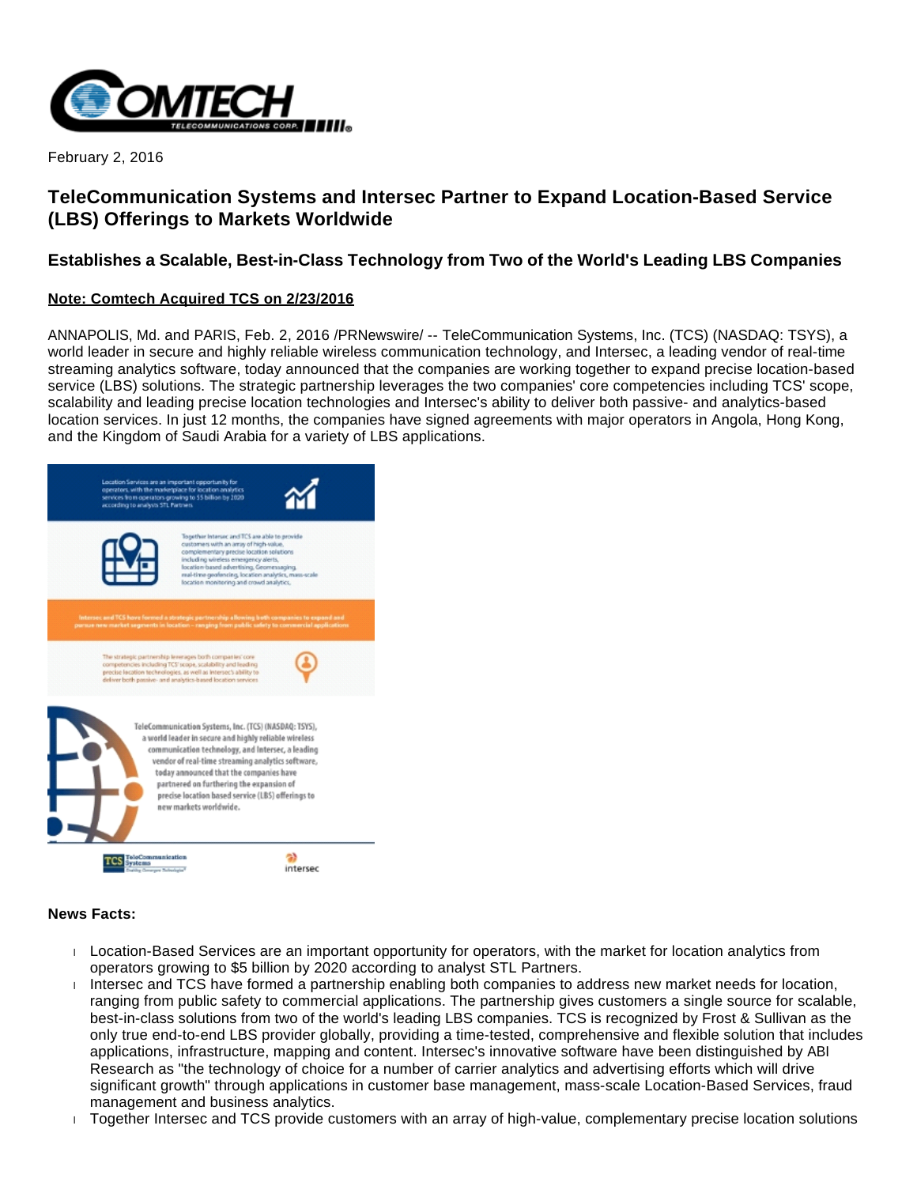February 2, 2016

# TeleCommunication Systems and Intersec Partner to Expand Location-Based Service (LBS) Offerings to Markets Worldwide

## Establishes a Scalable, Best-in-Class Technology from Two of the World's Leading LBS Companies

**Note: Comtech Acquired TCS on 2/23/2016**

ANNAPOLIS, Md. and PARIS, Feb. 2, 2016 /PRNewswire/ -- TeleCommunication Systems, Inc. (TCS) (NASDAQ: TSYS), a world leader in secure and highly reliable wireless communication technology, and Intersec, a leading vendor of real-time streaming analytics software, today announced that the companies are working together to expand precise location-based service (LBS) solutions. The strategic partnership leverages the two companies' core competencies including TCS' scope, scalability and leading precise location technologies and Intersec's ability to deliver both passive- and analytics-based location services. In just 12 months, the companies have signed agreements with major operators in Angola, Hong Kong, and the Kingdom of Saudi Arabia for a variety of LBS applications.

**News Facts:**

- Location-Based Services are an important opportunity for operators, with the market for location analytics from operators growing to $5 billion by 2020 according to analyst STL Partners.
- Intersec and TCS have formed a partnership enabling both companies to address new market needs for location, ranging from public safety to commercial applications. The partnership gives customers a single source for scalable, best-in-class solutions from two of the world's leading LBS companies. TCS is recognized by Frost & Sullivan as the only true end-to-end LBS provider globally, providing a time-tested, comprehensive and flexible solution that includes applications, infrastructure, mapping and content. Intersec's innovative software have been distinguished by ABI Research as "the technology of choice for a number of carrier analytics and advertising efforts which will drive significant growth" through applications in customer base management, mass-scale Location-Based Services, fraud management and business analytics.
- Together Intersec and TCS provide customers with an array of high-value, complementary precise location solutions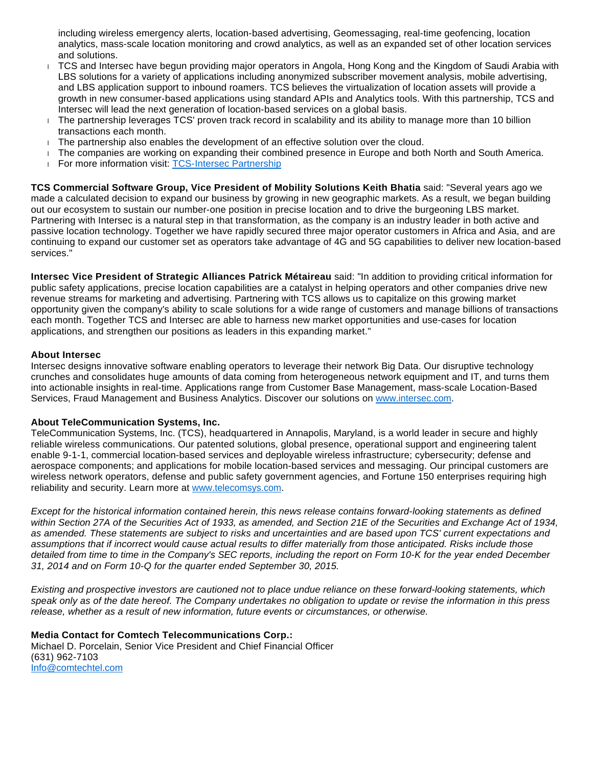including wireless emergency alerts, location-based advertising, Geomessaging, real-time geofencing, location analytics, mass-scale location monitoring and crowd analytics, as well as an expanded set of other location services and solutions.

- TCS and Intersec have begun providing major operators in Angola, Hong Kong and the Kingdom of Saudi Arabia with LBS solutions for a variety of applications including anonymized subscriber movement analysis, mobile advertising, and LBS application support to inbound roamers. TCS believes the virtualization of location assets will provide a growth in new consumer-based applications using standard APIs and Analytics tools. With this partnership, TCS and Intersec will lead the next generation of location-based services on a global basis.
- The partnership leverages TCS' proven track record in scalability and its ability to manage more than 10 billion transactions each month.
- The partnership also enables the development of an effective solution over the cloud.
- The companies are working on expanding their combined presence in Europe and both North and South America.
- For more information visit: TCS-Intersec Partnership

**TCS Commercial Software Group, Vice President of Mobility Solutions Keith Bhatia** said: "Several years ago we made a calculated decision to expand our business by growing in new geographic markets. As a result, we began building out our ecosystem to sustain our number-one position in precise location and to drive the burgeoning LBS market. Partnering with Intersec is a natural step in that transformation, as the company is an industry leader in both active and passive location technology. Together we have rapidly secured three major operator customers in Africa and Asia, and are continuing to expand our customer set as operators take advantage of 4G and 5G capabilities to deliver new location-based services."

**Intersec Vice President of Strategic Alliances Patrick Métaireau** said: "In addition to providing critical information for public safety applications, precise location capabilities are a catalyst in helping operators and other companies drive new revenue streams for marketing and advertising. Partnering with TCS allows us to capitalize on this growing market opportunity given the company's ability to scale solutions for a wide range of customers and manage billions of transactions each month. Together TCS and Intersec are able to harness new market opportunities and use-cases for location applications, and strengthen our positions as leaders in this expanding market."

**About Intersec**
Intersec designs innovative software enabling operators to leverage their network Big Data. Our disruptive technology crunches and consolidates huge amounts of data coming from heterogeneous network equipment and IT, and turns them into actionable insights in real-time. Applications range from Customer Base Management, mass-scale Location-Based Services, Fraud Management and Business Analytics. Discover our solutions on www.intersec.com.

**About TeleCommunication Systems, Inc.**
TeleCommunication Systems, Inc. (TCS), headquartered in Annapolis, Maryland, is a world leader in secure and highly reliable wireless communications. Our patented solutions, global presence, operational support and engineering talent enable 9-1-1, commercial location-based services and deployable wireless infrastructure; cybersecurity; defense and aerospace components; and applications for mobile location-based services and messaging. Our principal customers are wireless network operators, defense and public safety government agencies, and Fortune 150 enterprises requiring high reliability and security. Learn more at www.telecomsys.com.

*Except for the historical information contained herein, this news release contains forward-looking statements as defined within Section 27A of the Securities Act of 1933, as amended, and Section 21E of the Securities and Exchange Act of 1934, as amended. These statements are subject to risks and uncertainties and are based upon TCS' current expectations and assumptions that if incorrect would cause actual results to differ materially from those anticipated. Risks include those detailed from time to time in the Company's SEC reports, including the report on Form 10-K for the year ended December 31, 2014 and on Form 10-Q for the quarter ended September 30, 2015.*

*Existing and prospective investors are cautioned not to place undue reliance on these forward-looking statements, which speak only as of the date hereof. The Company undertakes no obligation to update or revise the information in this press release, whether as a result of new information, future events or circumstances, or otherwise.*

**Media Contact for Comtech Telecommunications Corp.:**
Michael D. Porcelain, Senior Vice President and Chief Financial Officer
(631) 962-7103
Info@comtechtel.com